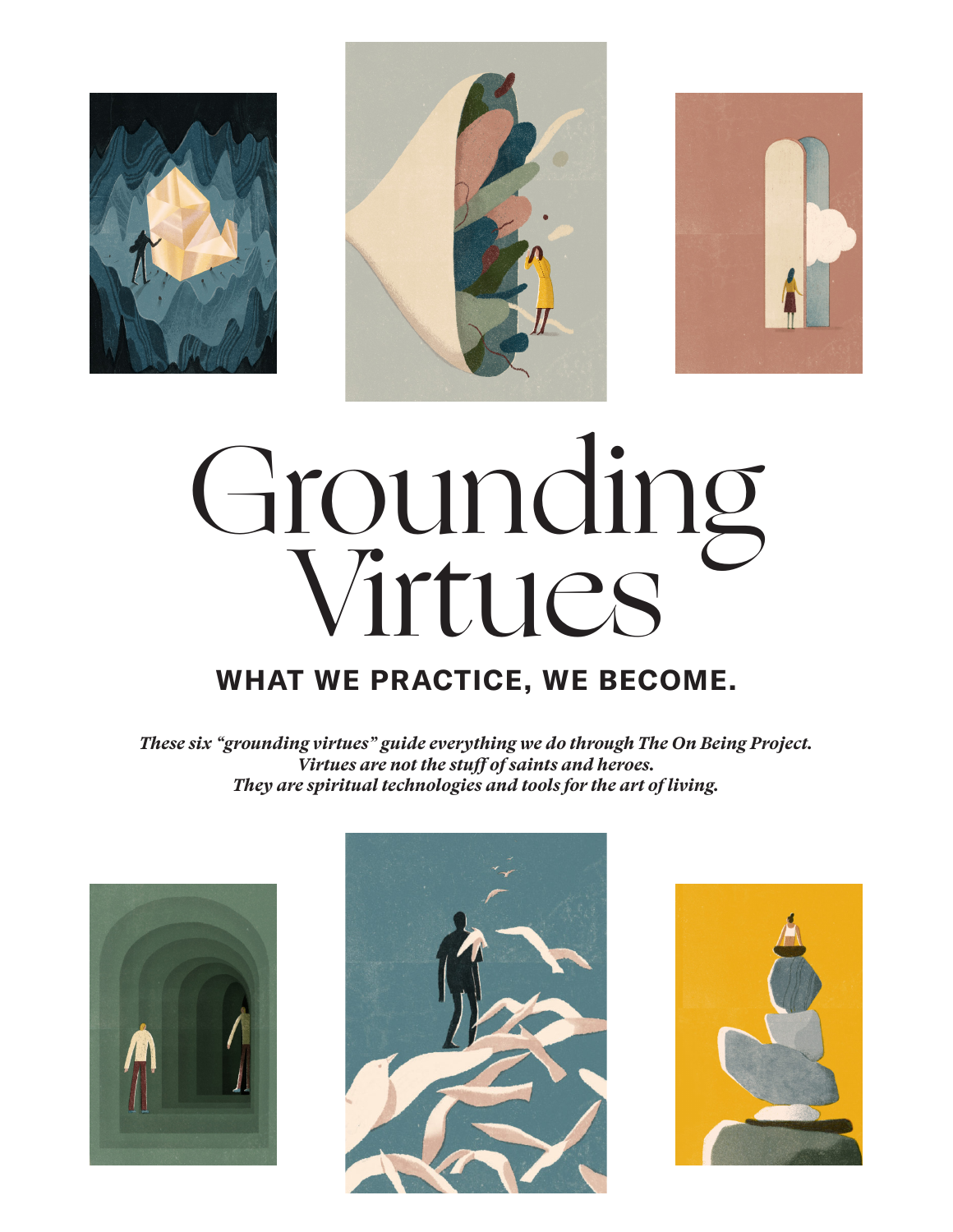# Grounding Virtues

## WHAT WE PRACTICE, WE BECOME.

*These six "grounding virtues" guide everything we do through The On Being Project. Virtues are not the stuff of saints and heroes. They are spiritual technologies and tools for the art of living.*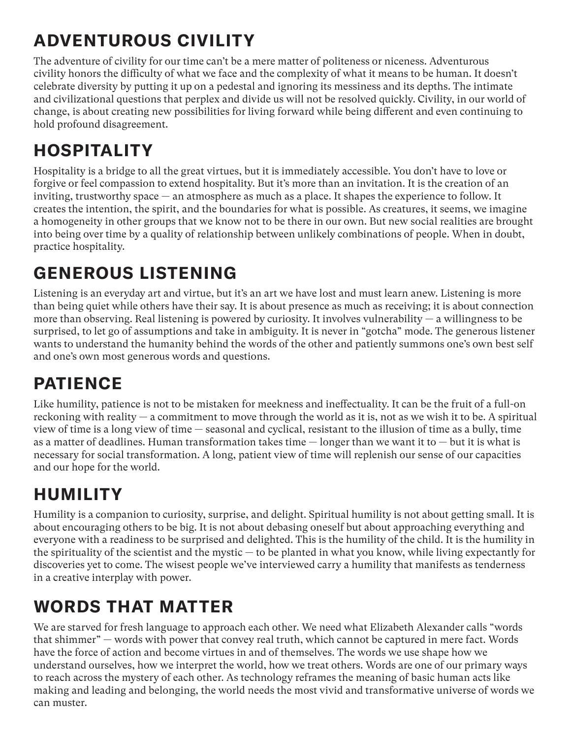## ADVENTUROUS CIVILITY

The adventure of civility for our time can't be a mere matter of politeness or niceness. Adventurous civility honors the difficulty of what we face and the complexity of what it means to be human. It doesn't celebrate diversity by putting it up on a pedestal and ignoring its messiness and its depths. The intimate and civilizational questions that perplex and divide us will not be resolved quickly. Civility, in our world of change, is about creating new possibilities for living forward while being different and even continuing to hold profound disagreement.

## HOSPITALITY

Hospitality is a bridge to all the great virtues, but it is immediately accessible. You don't have to love or forgive or feel compassion to extend hospitality. But it's more than an invitation. It is the creation of an inviting, trustworthy space — an atmosphere as much as a place. It shapes the experience to follow. It creates the intention, the spirit, and the boundaries for what is possible. As creatures, it seems, we imagine a homogeneity in other groups that we know not to be there in our own. But new social realities are brought into being over time by a quality of relationship between unlikely combinations of people. When in doubt, practice hospitality.

## GENEROUS LISTENING

Listening is an everyday art and virtue, but it's an art we have lost and must learn anew. Listening is more than being quiet while others have their say. It is about presence as much as receiving; it is about connection more than observing. Real listening is powered by curiosity. It involves vulnerability — a willingness to be surprised, to let go of assumptions and take in ambiguity. It is never in "gotcha" mode. The generous listener wants to understand the humanity behind the words of the other and patiently summons one's own best self and one's own most generous words and questions.

## PATIENCE

Like humility, patience is not to be mistaken for meekness and ineffectuality. It can be the fruit of a full-on reckoning with reality — a commitment to move through the world as it is, not as we wish it to be. A spiritual view of time is a long view of time — seasonal and cyclical, resistant to the illusion of time as a bully, time as a matter of deadlines. Human transformation takes time — longer than we want it to — but it is what is necessary for social transformation. A long, patient view of time will replenish our sense of our capacities and our hope for the world.

## HUMILITY

Humility is a companion to curiosity, surprise, and delight. Spiritual humility is not about getting small. It is about encouraging others to be big. It is not about debasing oneself but about approaching everything and everyone with a readiness to be surprised and delighted. This is the humility of the child. It is the humility in the spirituality of the scientist and the mystic — to be planted in what you know, while living expectantly for discoveries yet to come. The wisest people we've interviewed carry a humility that manifests as tenderness in a creative interplay with power.

## WORDS THAT MATTER

We are starved for fresh language to approach each other. We need what Elizabeth Alexander calls "words that shimmer" — words with power that convey real truth, which cannot be captured in mere fact. Words have the force of action and become virtues in and of themselves. The words we use shape how we understand ourselves, how we interpret the world, how we treat others. Words are one of our primary ways to reach across the mystery of each other. As technology reframes the meaning of basic human acts like making and leading and belonging, the world needs the most vivid and transformative universe of words we can muster.